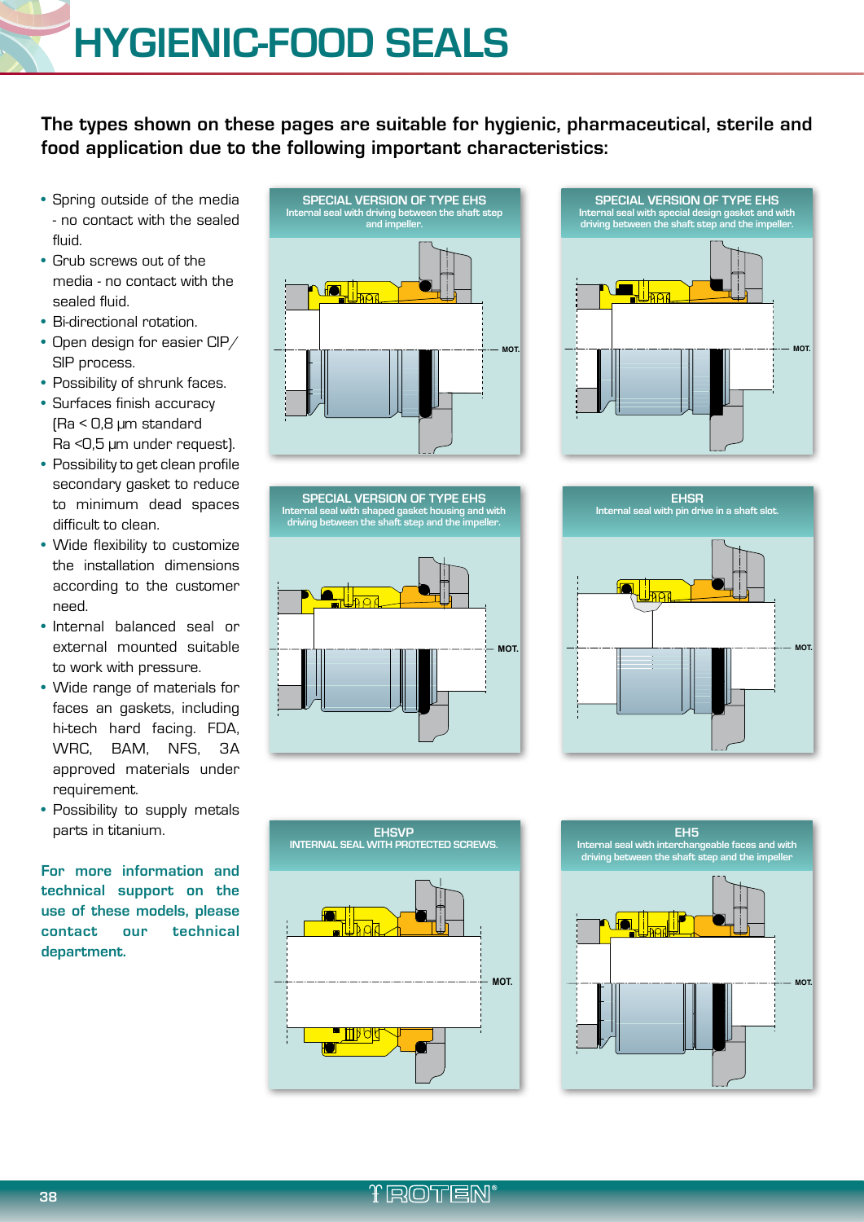# HYGIENIC-FOOD SEALS

**The types shown on these pages are suitable for hygienic, pharmaceutical, sterile and food application due to the following important characteristics:**

- Spring outside of the media - no contact with the sealed fluid.
- Grub screws out of the media - no contact with the sealed fluid.
- Bi-directional rotation.
- Open design for easier CIP/SIP process.
- Possibility of shrunk faces.
- Surfaces finish accuracy (Ra < 0,8 μm standard Ra <0,5 μm under request).
- Possibility to get clean profile secondary gasket to reduce to minimum dead spaces difficult to clean.
- Wide flexibility to customize the installation dimensions according to the customer need.
- Internal balanced seal or external mounted suitable to work with pressure.
- Wide range of materials for faces an gaskets, including hi-tech hard facing. FDA, WRC, BAM, NFS, 3A approved materials under requirement.
- Possibility to supply metals parts in titanium.

**For more information and technical support on the use of these models, please contact our technical department.**

### SPECIAL VERSION OF TYPE EHS
Internal seal with driving between the shaft step and impeller.

MOT.

### SPECIAL VERSION OF TYPE EHS
Internal seal with special design gasket and with driving between the shaft step and the impeller.

MOT.

### SPECIAL VERSION OF TYPE EHS
Internal seal with shaped gasket housing and with driving between the shaft step and the impeller.

MOT.

### EHSR
Internal seal with pin drive in a shaft slot.

MOT.

### EHSVP
INTERNAL SEAL WITH PROTECTED SCREWS.

MOT.

### EH5
Internal seal with interchangeable faces and with driving between the shaft step and the impeller

MOT.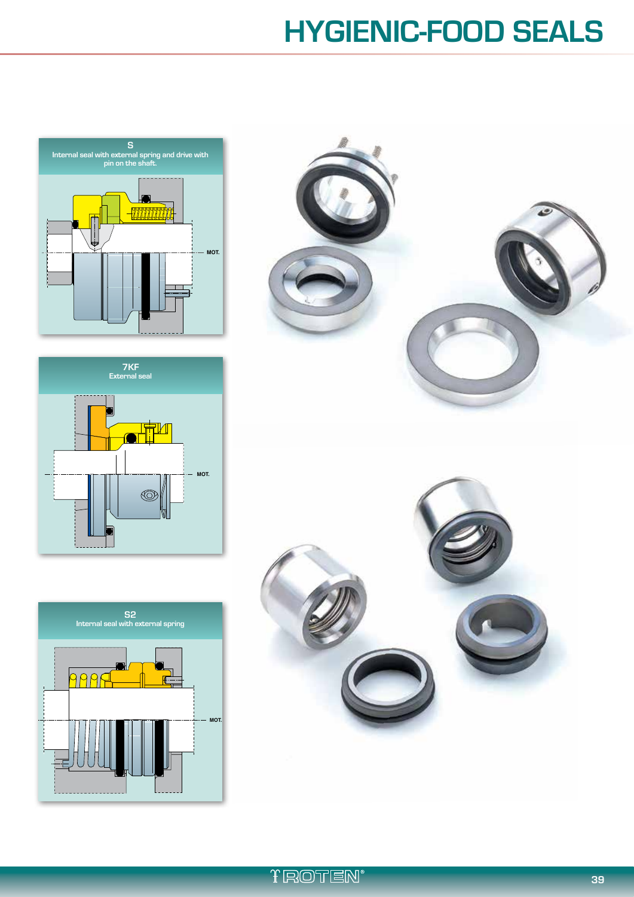# HYGIENIC-FOOD SEALS

**S**

Internal seal with external spring and drive with pin on the shaft.

MOT.

**7KF**

External seal

MOT.

**S2**

Internal seal with external spring

MOT.